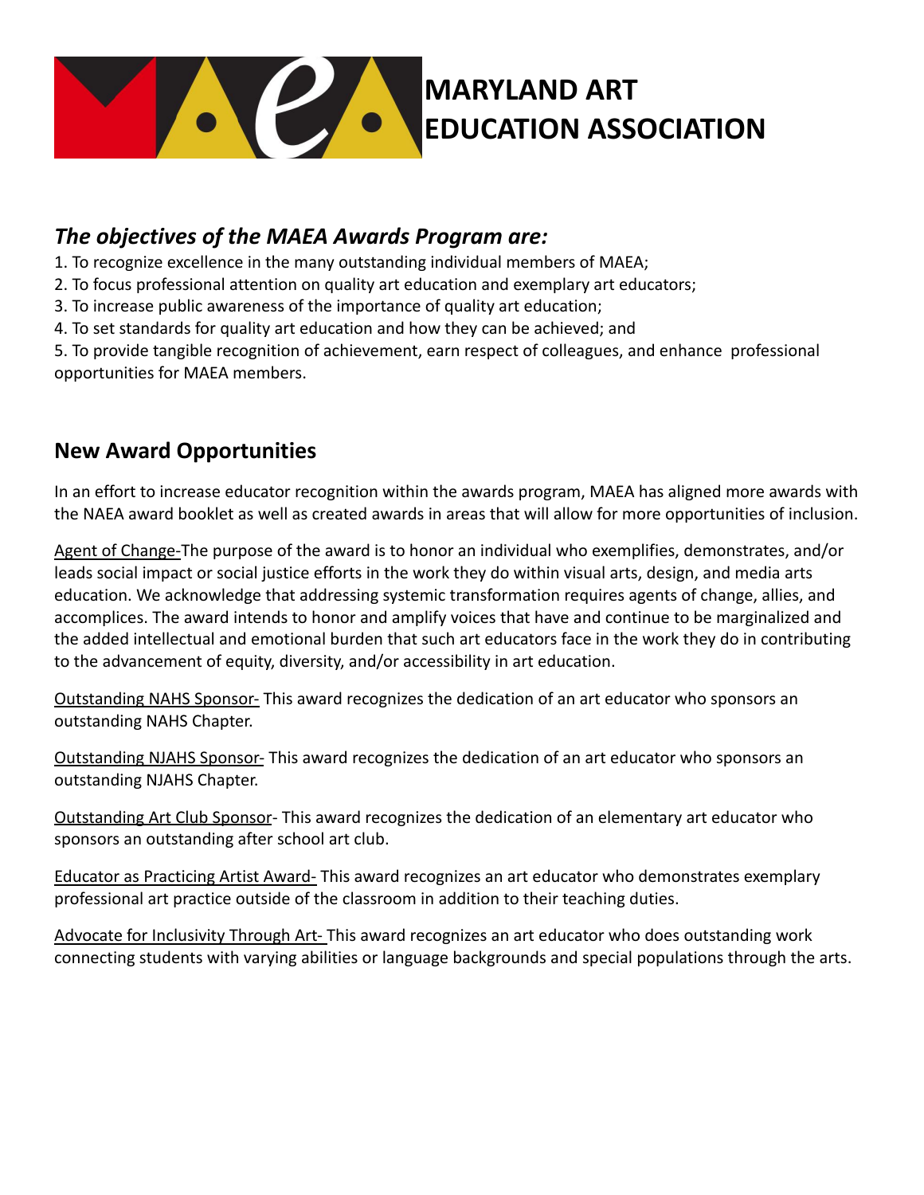# MARYLAND ART EDUCATION ASSOCIATION

## *The objectives of the MAEA Awards Program are:*

1. To recognize excellence in the many outstanding individual members of MAEA;
2. To focus professional attention on quality art education and exemplary art educators;
3. To increase public awareness of the importance of quality art education;
4. To set standards for quality art education and how they can be achieved; and
5. To provide tangible recognition of achievement, earn respect of colleagues, and enhance professional opportunities for MAEA members.

## New Award Opportunities

In an effort to increase educator recognition within the awards program, MAEA has aligned more awards with the NAEA award booklet as well as created awards in areas that will allow for more opportunities of inclusion.

<u>Agent of Change-</u>The purpose of the award is to honor an individual who exemplifies, demonstrates, and/or leads social impact or social justice efforts in the work they do within visual arts, design, and media arts education. We acknowledge that addressing systemic transformation requires agents of change, allies, and accomplices. The award intends to honor and amplify voices that have and continue to be marginalized and the added intellectual and emotional burden that such art educators face in the work they do in contributing to the advancement of equity, diversity, and/or accessibility in art education.

<u>Outstanding NAHS Sponsor-</u> This award recognizes the dedication of an art educator who sponsors an outstanding NAHS Chapter.

<u>Outstanding NJAHS Sponsor-</u> This award recognizes the dedication of an art educator who sponsors an outstanding NJAHS Chapter.

<u>Outstanding Art Club Sponsor</u>- This award recognizes the dedication of an elementary art educator who sponsors an outstanding after school art club.

<u>Educator as Practicing Artist Award-</u> This award recognizes an art educator who demonstrates exemplary professional art practice outside of the classroom in addition to their teaching duties.

<u>Advocate for Inclusivity Through Art-</u> This award recognizes an art educator who does outstanding work connecting students with varying abilities or language backgrounds and special populations through the arts.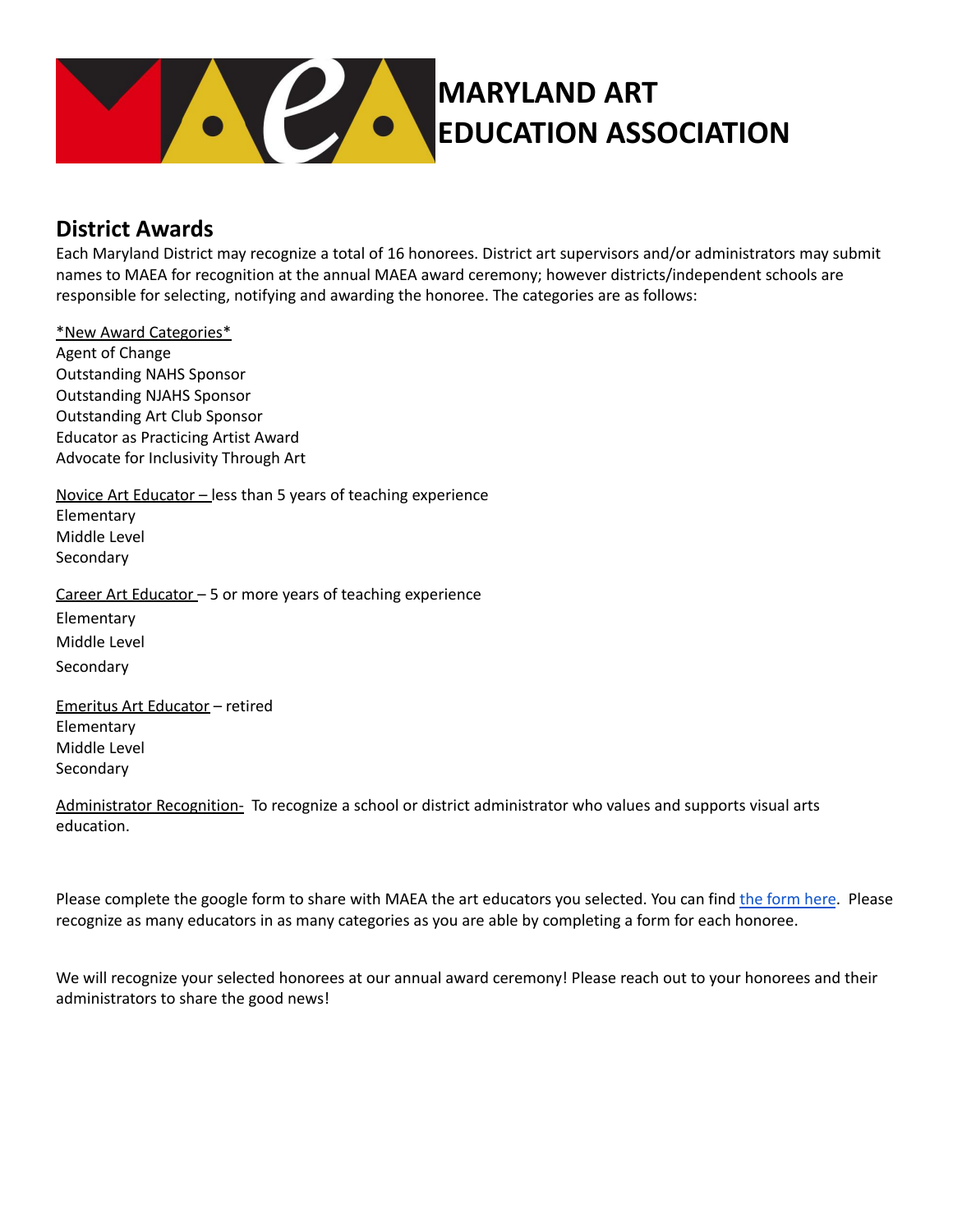# MARYLAND ART EDUCATION ASSOCIATION

## District Awards

Each Maryland District may recognize a total of 16 honorees. District art supervisors and/or administrators may submit names to MAEA for recognition at the annual MAEA award ceremony; however districts/independent schools are responsible for selecting, notifying and awarding the honoree. The categories are as follows:

*New Award Categories*
Agent of Change
Outstanding NAHS Sponsor
Outstanding NJAHS Sponsor
Outstanding Art Club Sponsor
Educator as Practicing Artist Award
Advocate for Inclusivity Through Art

Novice Art Educator – less than 5 years of teaching experience
Elementary
Middle Level
Secondary

Career Art Educator – 5 or more years of teaching experience
Elementary
Middle Level
Secondary

Emeritus Art Educator – retired
Elementary
Middle Level
Secondary

Administrator Recognition- To recognize a school or district administrator who values and supports visual arts education.

Please complete the google form to share with MAEA the art educators you selected. You can find the form here. Please recognize as many educators in as many categories as you are able by completing a form for each honoree.

We will recognize your selected honorees at our annual award ceremony! Please reach out to your honorees and their administrators to share the good news!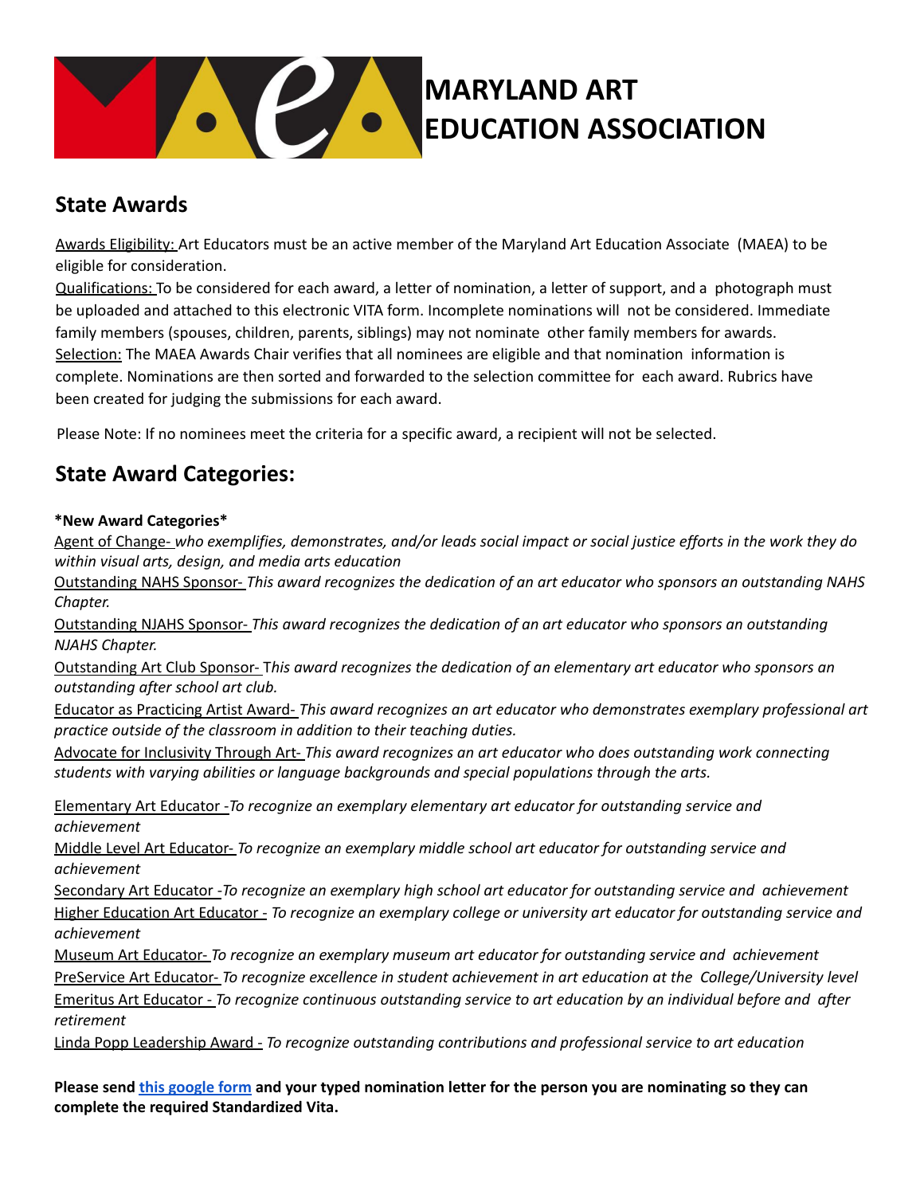# MARYLAND ART EDUCATION ASSOCIATION

## State Awards

Awards Eligibility: Art Educators must be an active member of the Maryland Art Education Associate (MAEA) to be eligible for consideration.
Qualifications: To be considered for each award, a letter of nomination, a letter of support, and a photograph must be uploaded and attached to this electronic VITA form. Incomplete nominations will not be considered. Immediate family members (spouses, children, parents, siblings) may not nominate other family members for awards.
Selection: The MAEA Awards Chair verifies that all nominees are eligible and that nomination information is complete. Nominations are then sorted and forwarded to the selection committee for each award. Rubrics have been created for judging the submissions for each award.

Please Note: If no nominees meet the criteria for a specific award, a recipient will not be selected.

## State Award Categories:

**\*New Award Categories\***

Agent of Change- *who exemplifies, demonstrates, and/or leads social impact or social justice efforts in the work they do within visual arts, design, and media arts education*
Outstanding NAHS Sponsor- *This award recognizes the dedication of an art educator who sponsors an outstanding NAHS Chapter.*
Outstanding NJAHS Sponsor- *This award recognizes the dedication of an art educator who sponsors an outstanding NJAHS Chapter.*
Outstanding Art Club Sponsor- T*his award recognizes the dedication of an elementary art educator who sponsors an outstanding after school art club.*
Educator as Practicing Artist Award- *This award recognizes an art educator who demonstrates exemplary professional art practice outside of the classroom in addition to their teaching duties.*
Advocate for Inclusivity Through Art- *This award recognizes an art educator who does outstanding work connecting students with varying abilities or language backgrounds and special populations through the arts.*

Elementary Art Educator -*To recognize an exemplary elementary art educator for outstanding service and achievement*
Middle Level Art Educator- *To recognize an exemplary middle school art educator for outstanding service and achievement*
Secondary Art Educator -*To recognize an exemplary high school art educator for outstanding service and achievement*
Higher Education Art Educator - *To recognize an exemplary college or university art educator for outstanding service and achievement*
Museum Art Educator- *To recognize an exemplary museum art educator for outstanding service and achievement*
PreService Art Educator- *To recognize excellence in student achievement in art education at the College/University level*
Emeritus Art Educator - *To recognize continuous outstanding service to art education by an individual before and after retirement*
Linda Popp Leadership Award - *To recognize outstanding contributions and professional service to art education*

**Please send this google form and your typed nomination letter for the person you are nominating so they can complete the required Standardized Vita.**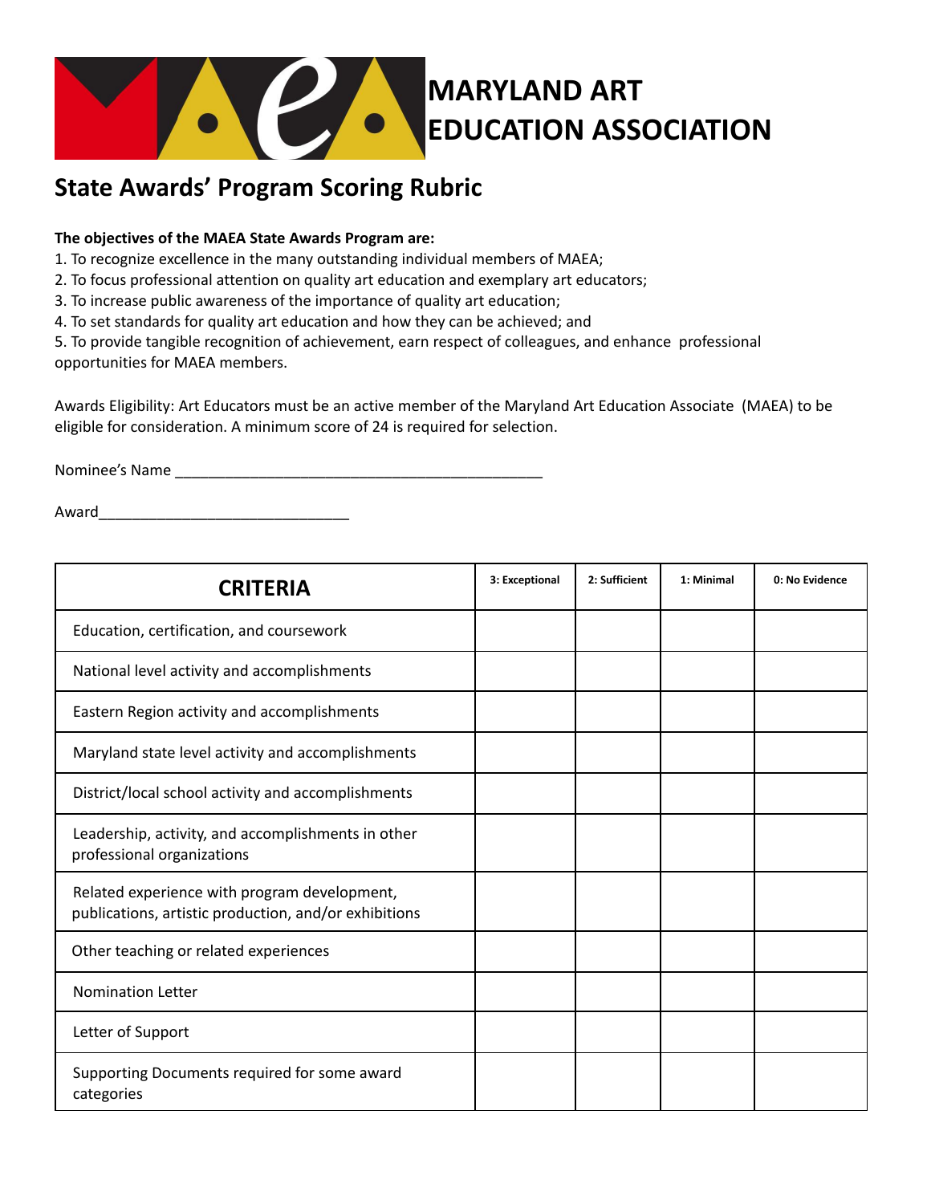# MARYLAND ART EDUCATION ASSOCIATION

## State Awards' Program Scoring Rubric

**The objectives of the MAEA State Awards Program are:**

1. To recognize excellence in the many outstanding individual members of MAEA;
2. To focus professional attention on quality art education and exemplary art educators;
3. To increase public awareness of the importance of quality art education;
4. To set standards for quality art education and how they can be achieved; and
5. To provide tangible recognition of achievement, earn respect of colleagues, and enhance professional opportunities for MAEA members.

Awards Eligibility: Art Educators must be an active member of the Maryland Art Education Associate (MAEA) to be eligible for consideration. A minimum score of 24 is required for selection.

Nominee's Name ____________________________________________

Award______________________________

| CRITERIA | 3: Exceptional | 2: Sufficient | 1: Minimal | 0: No Evidence |
|---|---|---|---|---|
| Education, certification, and coursework | | | | |
| National level activity and accomplishments | | | | |
| Eastern Region activity and accomplishments | | | | |
| Maryland state level activity and accomplishments | | | | |
| District/local school activity and accomplishments | | | | |
| Leadership, activity, and accomplishments in other professional organizations | | | | |
| Related experience with program development, publications, artistic production, and/or exhibitions | | | | |
| Other teaching or related experiences | | | | |
| Nomination Letter | | | | |
| Letter of Support | | | | |
| Supporting Documents required for some award categories | | | | |